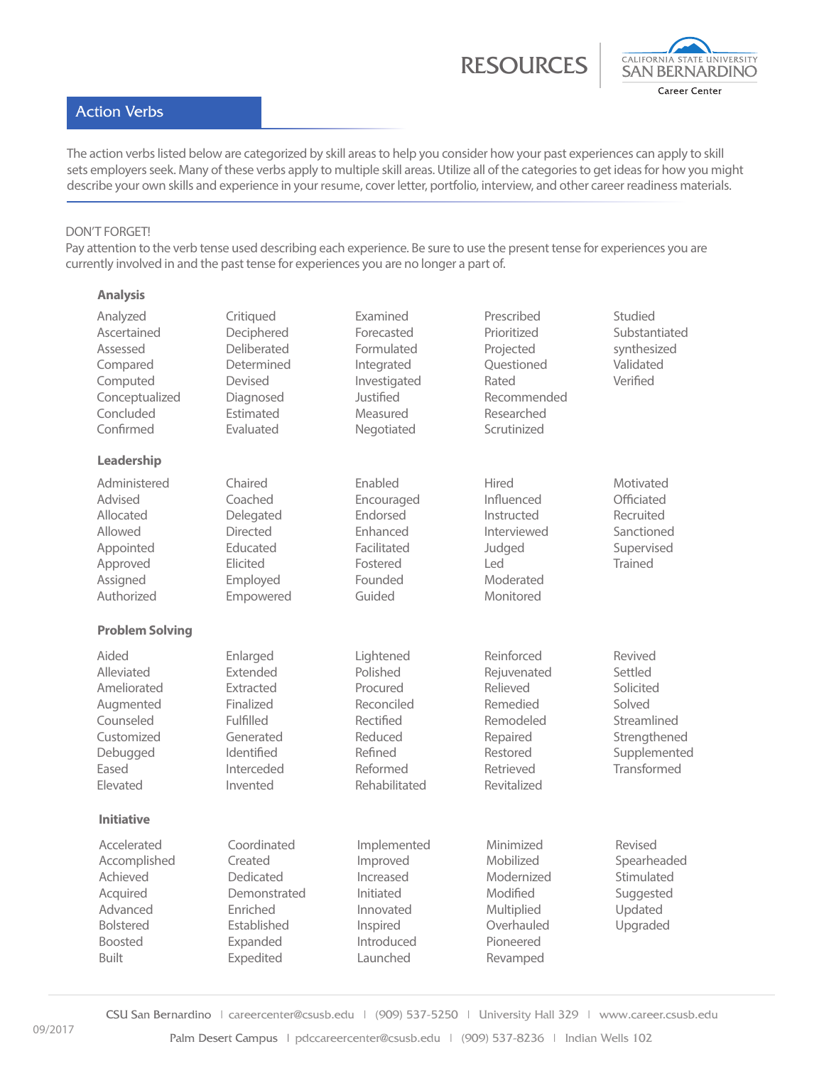RESOURCES

CALIFORNIA STATE UNIVERSITY SAN BERNARDINO Career Center

## Action Verbs

The action verbs listed below are categorized by skill areas to help you consider how your past experiences can apply to skill sets employers seek. Many of these verbs apply to multiple skill areas. Utilize all of the categories to get ideas for how you might describe your own skills and experience in your resume, cover letter, portfolio, interview, and other career readiness materials.

DON'T FORGET!
Pay attention to the verb tense used describing each experience. Be sure to use the present tense for experiences you are currently involved in and the past tense for experiences you are no longer a part of.

### Analysis

| | | | | |
|---|---|---|---|---|
| Analyzed | Critiqued | Examined | Prescribed | Studied |
| Ascertained | Deciphered | Forecasted | Prioritized | Substantiated |
| Assessed | Deliberated | Formulated | Projected | synthesized |
| Compared | Determined | Integrated | Questioned | Validated |
| Computed | Devised | Investigated | Rated | Verified |
| Conceptualized | Diagnosed | Justified | Recommended | |
| Concluded | Estimated | Measured | Researched | |
| Confirmed | Evaluated | Negotiated | Scrutinized | |

### Leadership

| | | | | |
|---|---|---|---|---|
| Administered | Chaired | Enabled | Hired | Motivated |
| Advised | Coached | Encouraged | Influenced | Officiated |
| Allocated | Delegated | Endorsed | Instructed | Recruited |
| Allowed | Directed | Enhanced | Interviewed | Sanctioned |
| Appointed | Educated | Facilitated | Judged | Supervised |
| Approved | Elicited | Fostered | Led | Trained |
| Assigned | Employed | Founded | Moderated | |
| Authorized | Empowered | Guided | Monitored | |

### Problem Solving

| | | | | |
|---|---|---|---|---|
| Aided | Enlarged | Lightened | Reinforced | Revived |
| Alleviated | Extended | Polished | Rejuvenated | Settled |
| Ameliorated | Extracted | Procured | Relieved | Solicited |
| Augmented | Finalized | Reconciled | Remedied | Solved |
| Counseled | Fulfilled | Rectified | Remodeled | Streamlined |
| Customized | Generated | Reduced | Repaired | Strengthened |
| Debugged | Identified | Refined | Restored | Supplemented |
| Eased | Interceded | Reformed | Retrieved | Transformed |
| Elevated | Invented | Rehabilitated | Revitalized | |

### Initiative

| | | | | |
|---|---|---|---|---|
| Accelerated | Coordinated | Implemented | Minimized | Revised |
| Accomplished | Created | Improved | Mobilized | Spearheaded |
| Achieved | Dedicated | Increased | Modernized | Stimulated |
| Acquired | Demonstrated | Initiated | Modified | Suggested |
| Advanced | Enriched | Innovated | Multiplied | Updated |
| Bolstered | Established | Inspired | Overhauled | Upgraded |
| Boosted | Expanded | Introduced | Pioneered | |
| Built | Expedited | Launched | Revamped | |

CSU San Bernardino | careercenter@csusb.edu | (909) 537-5250 | University Hall 329 | www.career.csusb.edu

Palm Desert Campus | pdccareercenter@csusb.edu | (909) 537-8236 | Indian Wells 102

09/2017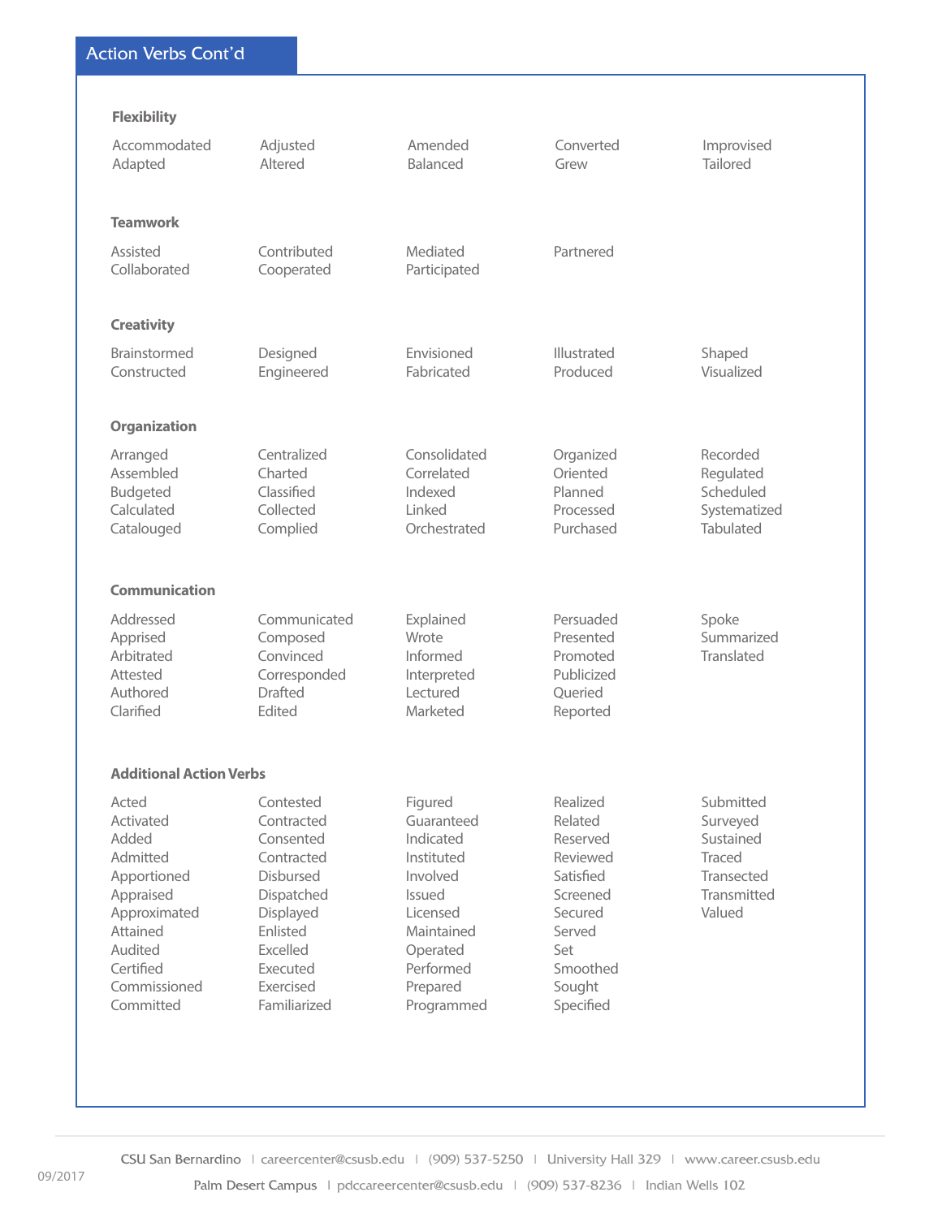## Action Verbs Cont'd

### Flexibility

Accommodated
Adapted
Adjusted
Altered
Amended
Balanced
Converted
Grew
Improvised
Tailored

### Teamwork

Assisted
Collaborated
Contributed
Cooperated
Mediated
Participated
Partnered

### Creativity

Brainstormed
Constructed
Designed
Engineered
Envisioned
Fabricated
Illustrated
Produced
Shaped
Visualized

### Organization

Arranged
Assembled
Budgeted
Calculated
Catalouged
Centralized
Charted
Classified
Collected
Complied
Consolidated
Correlated
Indexed
Linked
Orchestrated
Organized
Oriented
Planned
Processed
Purchased
Recorded
Regulated
Scheduled
Systematized
Tabulated

### Communication

Addressed
Apprised
Arbitrated
Attested
Authored
Clarified
Communicated
Composed
Convinced
Corresponded
Drafted
Edited
Explained
Wrote
Informed
Interpreted
Lectured
Marketed
Persuaded
Presented
Promoted
Publicized
Queried
Reported
Spoke
Summarized
Translated

### Additional Action Verbs

Acted
Activated
Added
Admitted
Apportioned
Appraised
Approximated
Attained
Audited
Certified
Commissioned
Committed
Contested
Contracted
Consented
Contracted
Disbursed
Dispatched
Displayed
Enlisted
Excelled
Executed
Exercised
Familiarized
Figured
Guaranteed
Indicated
Instituted
Involved
Issued
Licensed
Maintained
Operated
Performed
Prepared
Programmed
Realized
Related
Reserved
Reviewed
Satisfied
Screened
Secured
Served
Set
Smoothed
Sought
Specified
Submitted
Surveyed
Sustained
Traced
Transected
Transmitted
Valued

CSU San Bernardino | careercenter@csusb.edu | (909) 537-5250 | University Hall 329 | www.career.csusb.edu

Palm Desert Campus | pdccareercenter@csusb.edu | (909) 537-8236 | Indian Wells 102

09/2017